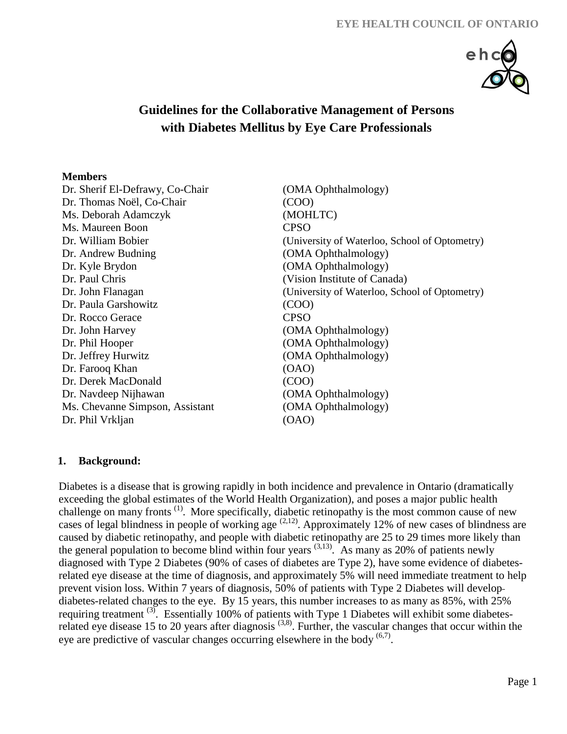EYE HEALTH COUNCIL OF ONTARIO

# Guidelines for the Collaborative Management of Persons with Diabetes Mellitus by Eye Care Professionals

**Members**

| | |
|---|---|
| Dr. Sherif El-Defrawy, Co-Chair | (OMA Ophthalmology) |
| Dr. Thomas Noël, Co-Chair | (COO) |
| Ms. Deborah Adamczyk | (MOHLTC) |
| Ms. Maureen Boon | CPSO |
| Dr. William Bobier | (University of Waterloo, School of Optometry) |
| Dr. Andrew Budning | (OMA Ophthalmology) |
| Dr. Kyle Brydon | (OMA Ophthalmology) |
| Dr. Paul Chris | (Vision Institute of Canada) |
| Dr. John Flanagan | (University of Waterloo, School of Optometry) |
| Dr. Paula Garshowitz | (COO) |
| Dr. Rocco Gerace | CPSO |
| Dr. John Harvey | (OMA Ophthalmology) |
| Dr. Phil Hooper | (OMA Ophthalmology) |
| Dr. Jeffrey Hurwitz | (OMA Ophthalmology) |
| Dr. Farooq Khan | (OAO) |
| Dr. Derek MacDonald | (COO) |
| Dr. Navdeep Nijhawan | (OMA Ophthalmology) |
| Ms. Chevanne Simpson, Assistant | (OMA Ophthalmology) |
| Dr. Phil Vrkljan | (OAO) |

## 1. Background:

Diabetes is a disease that is growing rapidly in both incidence and prevalence in Ontario (dramatically exceeding the global estimates of the World Health Organization), and poses a major public health challenge on many fronts [1]. More specifically, diabetic retinopathy is the most common cause of new cases of legal blindness in people of working age [2,12]. Approximately 12% of new cases of blindness are caused by diabetic retinopathy, and people with diabetic retinopathy are 25 to 29 times more likely than the general population to become blind within four years [3,13]. As many as 20% of patients newly diagnosed with Type 2 Diabetes (90% of cases of diabetes are Type 2), have some evidence of diabetes-related eye disease at the time of diagnosis, and approximately 5% will need immediate treatment to help prevent vision loss. Within 7 years of diagnosis, 50% of patients with Type 2 Diabetes will develop diabetes-related changes to the eye. By 15 years, this number increases to as many as 85%, with 25% requiring treatment [3]. Essentially 100% of patients with Type 1 Diabetes will exhibit some diabetes-related eye disease 15 to 20 years after diagnosis [3,8]. Further, the vascular changes that occur within the eye are predictive of vascular changes occurring elsewhere in the body [6,7].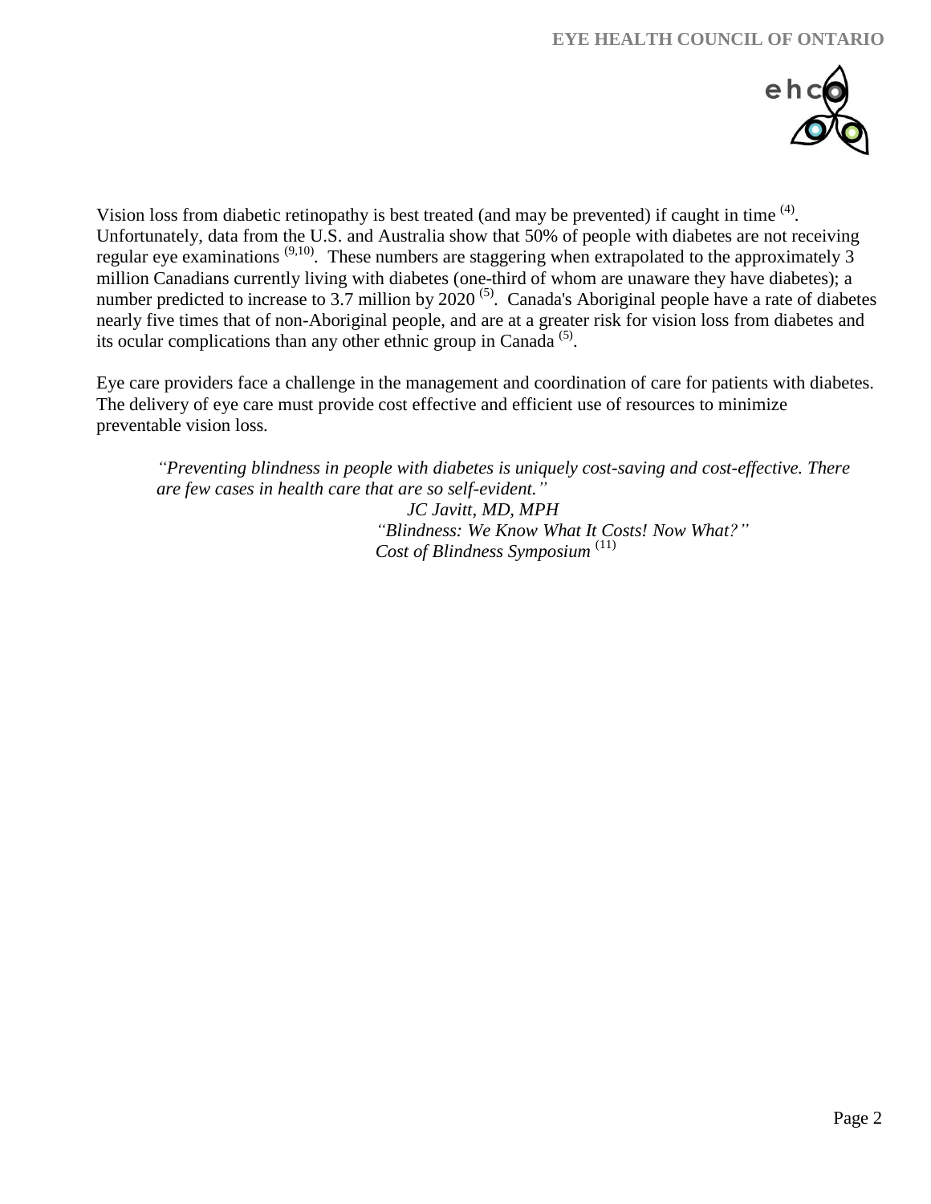Vision loss from diabetic retinopathy is best treated (and may be prevented) if caught in time [4]. Unfortunately, data from the U.S. and Australia show that 50% of people with diabetes are not receiving regular eye examinations [9,10]. These numbers are staggering when extrapolated to the approximately 3 million Canadians currently living with diabetes (one-third of whom are unaware they have diabetes); a number predicted to increase to 3.7 million by 2020 [5]. Canada's Aboriginal people have a rate of diabetes nearly five times that of non-Aboriginal people, and are at a greater risk for vision loss from diabetes and its ocular complications than any other ethnic group in Canada [5].

Eye care providers face a challenge in the management and coordination of care for patients with diabetes. The delivery of eye care must provide cost effective and efficient use of resources to minimize preventable vision loss.

> *"Preventing blindness in people with diabetes is uniquely cost-saving and cost-effective. There are few cases in health care that are so self-evident."*
>
> *JC Javitt, MD, MPH*
> *"Blindness: We Know What It Costs! Now What?"*
> *Cost of Blindness Symposium* [11]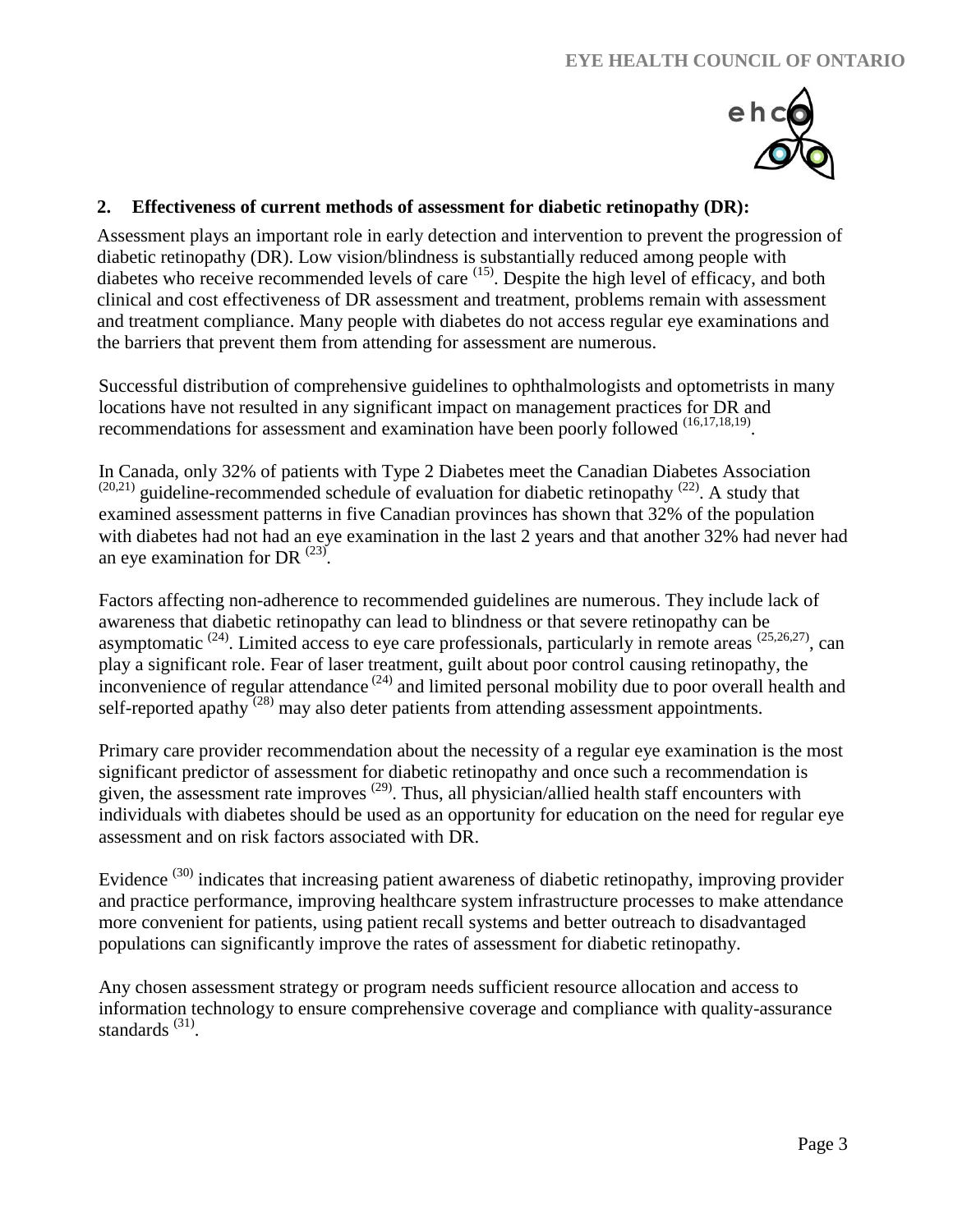## 2. Effectiveness of current methods of assessment for diabetic retinopathy (DR):

Assessment plays an important role in early detection and intervention to prevent the progression of diabetic retinopathy (DR). Low vision/blindness is substantially reduced among people with diabetes who receive recommended levels of care [15]. Despite the high level of efficacy, and both clinical and cost effectiveness of DR assessment and treatment, problems remain with assessment and treatment compliance. Many people with diabetes do not access regular eye examinations and the barriers that prevent them from attending for assessment are numerous.

Successful distribution of comprehensive guidelines to ophthalmologists and optometrists in many locations have not resulted in any significant impact on management practices for DR and recommendations for assessment and examination have been poorly followed [16,17,18,19].

In Canada, only 32% of patients with Type 2 Diabetes meet the Canadian Diabetes Association [20,21] guideline-recommended schedule of evaluation for diabetic retinopathy [22]. A study that examined assessment patterns in five Canadian provinces has shown that 32% of the population with diabetes had not had an eye examination in the last 2 years and that another 32% had never had an eye examination for DR [23].

Factors affecting non-adherence to recommended guidelines are numerous. They include lack of awareness that diabetic retinopathy can lead to blindness or that severe retinopathy can be asymptomatic [24]. Limited access to eye care professionals, particularly in remote areas [25,26,27], can play a significant role. Fear of laser treatment, guilt about poor control causing retinopathy, the inconvenience of regular attendance [24] and limited personal mobility due to poor overall health and self-reported apathy [28] may also deter patients from attending assessment appointments.

Primary care provider recommendation about the necessity of a regular eye examination is the most significant predictor of assessment for diabetic retinopathy and once such a recommendation is given, the assessment rate improves [29]. Thus, all physician/allied health staff encounters with individuals with diabetes should be used as an opportunity for education on the need for regular eye assessment and on risk factors associated with DR.

Evidence [30] indicates that increasing patient awareness of diabetic retinopathy, improving provider and practice performance, improving healthcare system infrastructure processes to make attendance more convenient for patients, using patient recall systems and better outreach to disadvantaged populations can significantly improve the rates of assessment for diabetic retinopathy.

Any chosen assessment strategy or program needs sufficient resource allocation and access to information technology to ensure comprehensive coverage and compliance with quality-assurance standards [31].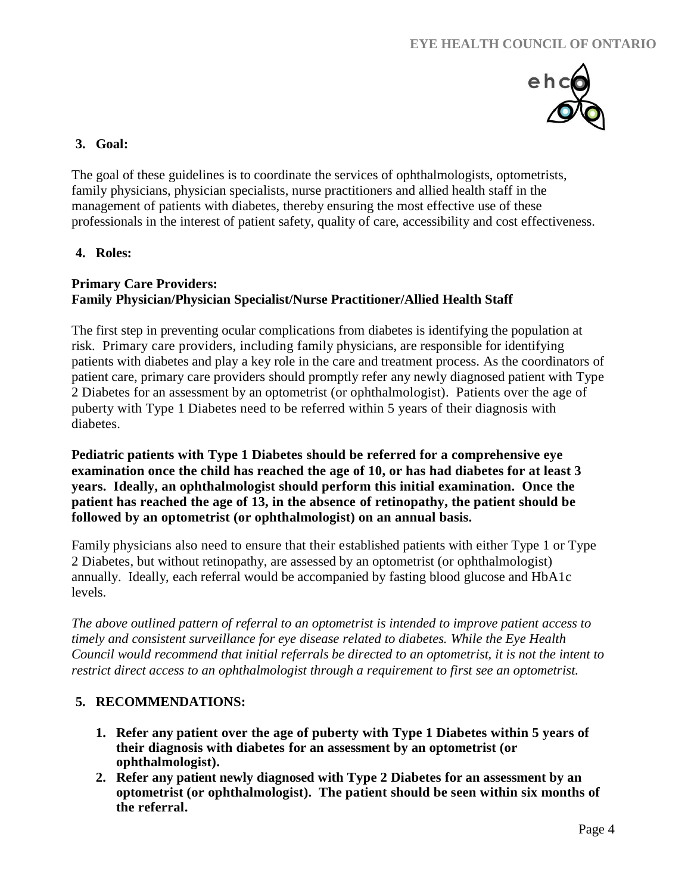## 3. Goal:

The goal of these guidelines is to coordinate the services of ophthalmologists, optometrists, family physicians, physician specialists, nurse practitioners and allied health staff in the management of patients with diabetes, thereby ensuring the most effective use of these professionals in the interest of patient safety, quality of care, accessibility and cost effectiveness.

## 4. Roles:

### Primary Care Providers: Family Physician/Physician Specialist/Nurse Practitioner/Allied Health Staff

The first step in preventing ocular complications from diabetes is identifying the population at risk. Primary care providers, including family physicians, are responsible for identifying patients with diabetes and play a key role in the care and treatment process. As the coordinators of patient care, primary care providers should promptly refer any newly diagnosed patient with Type 2 Diabetes for an assessment by an optometrist (or ophthalmologist). Patients over the age of puberty with Type 1 Diabetes need to be referred within 5 years of their diagnosis with diabetes.

**Pediatric patients with Type 1 Diabetes should be referred for a comprehensive eye examination once the child has reached the age of 10, or has had diabetes for at least 3 years. Ideally, an ophthalmologist should perform this initial examination. Once the patient has reached the age of 13, in the absence of retinopathy, the patient should be followed by an optometrist (or ophthalmologist) on an annual basis.**

Family physicians also need to ensure that their established patients with either Type 1 or Type 2 Diabetes, but without retinopathy, are assessed by an optometrist (or ophthalmologist) annually. Ideally, each referral would be accompanied by fasting blood glucose and HbA1c levels.

*The above outlined pattern of referral to an optometrist is intended to improve patient access to timely and consistent surveillance for eye disease related to diabetes. While the Eye Health Council would recommend that initial referrals be directed to an optometrist, it is not the intent to restrict direct access to an ophthalmologist through a requirement to first see an optometrist.*

## 5. RECOMMENDATIONS:

1. **Refer any patient over the age of puberty with Type 1 Diabetes within 5 years of their diagnosis with diabetes for an assessment by an optometrist (or ophthalmologist).**
2. **Refer any patient newly diagnosed with Type 2 Diabetes for an assessment by an optometrist (or ophthalmologist). The patient should be seen within six months of the referral.**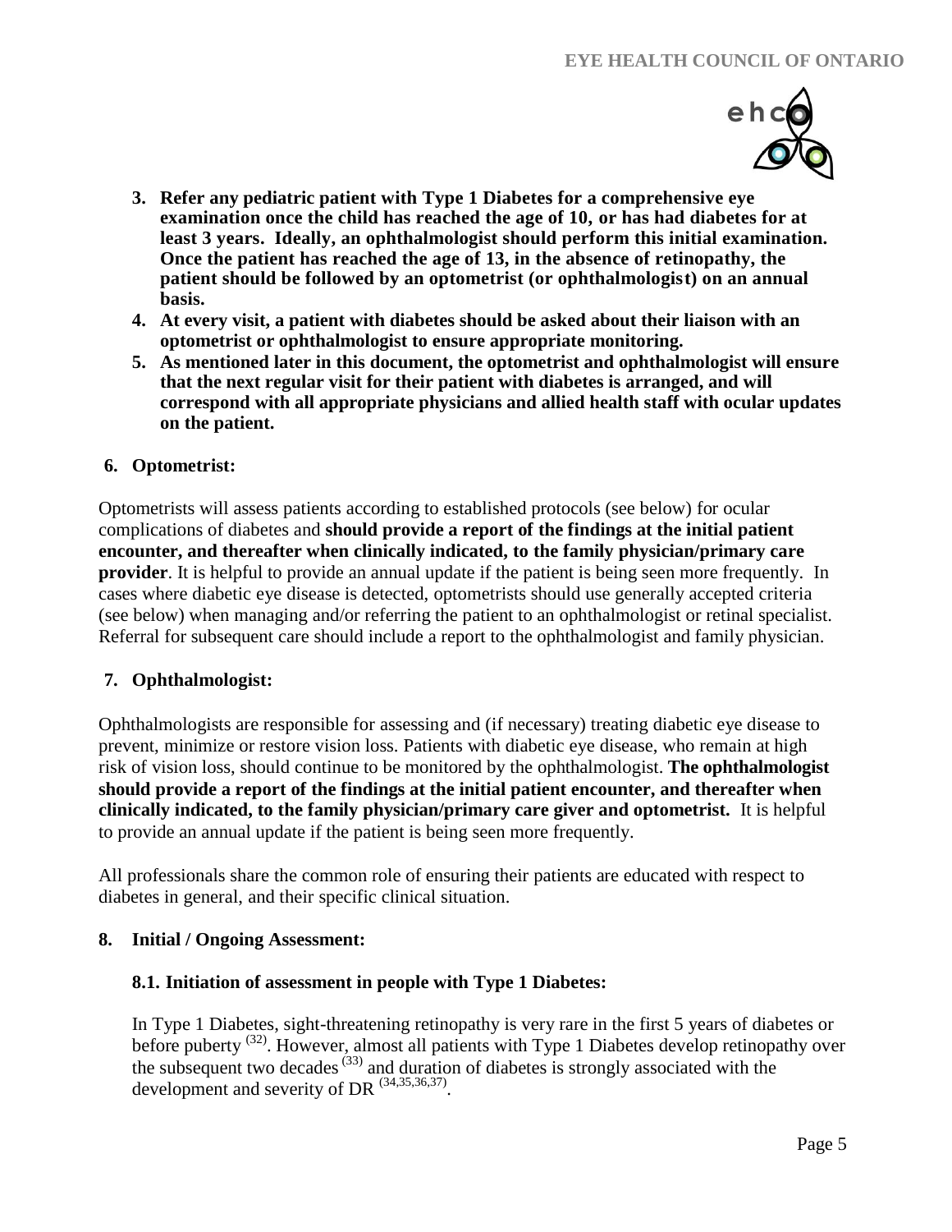3. **Refer any pediatric patient with Type 1 Diabetes for a comprehensive eye examination once the child has reached the age of 10, or has had diabetes for at least 3 years. Ideally, an ophthalmologist should perform this initial examination. Once the patient has reached the age of 13, in the absence of retinopathy, the patient should be followed by an optometrist (or ophthalmologist) on an annual basis.**
4. **At every visit, a patient with diabetes should be asked about their liaison with an optometrist or ophthalmologist to ensure appropriate monitoring.**
5. **As mentioned later in this document, the optometrist and ophthalmologist will ensure that the next regular visit for their patient with diabetes is arranged, and will correspond with all appropriate physicians and allied health staff with ocular updates on the patient.**

## 6. Optometrist:

Optometrists will assess patients according to established protocols (see below) for ocular complications of diabetes and **should provide a report of the findings at the initial patient encounter, and thereafter when clinically indicated, to the family physician/primary care provider**. It is helpful to provide an annual update if the patient is being seen more frequently. In cases where diabetic eye disease is detected, optometrists should use generally accepted criteria (see below) when managing and/or referring the patient to an ophthalmologist or retinal specialist. Referral for subsequent care should include a report to the ophthalmologist and family physician.

## 7. Ophthalmologist:

Ophthalmologists are responsible for assessing and (if necessary) treating diabetic eye disease to prevent, minimize or restore vision loss. Patients with diabetic eye disease, who remain at high risk of vision loss, should continue to be monitored by the ophthalmologist. **The ophthalmologist should provide a report of the findings at the initial patient encounter, and thereafter when clinically indicated, to the family physician/primary care giver and optometrist.** It is helpful to provide an annual update if the patient is being seen more frequently.

All professionals share the common role of ensuring their patients are educated with respect to diabetes in general, and their specific clinical situation.

## 8. Initial / Ongoing Assessment:

### 8.1. Initiation of assessment in people with Type 1 Diabetes:

In Type 1 Diabetes, sight-threatening retinopathy is very rare in the first 5 years of diabetes or before puberty [32]. However, almost all patients with Type 1 Diabetes develop retinopathy over the subsequent two decades [33] and duration of diabetes is strongly associated with the development and severity of DR [34,35,36,37].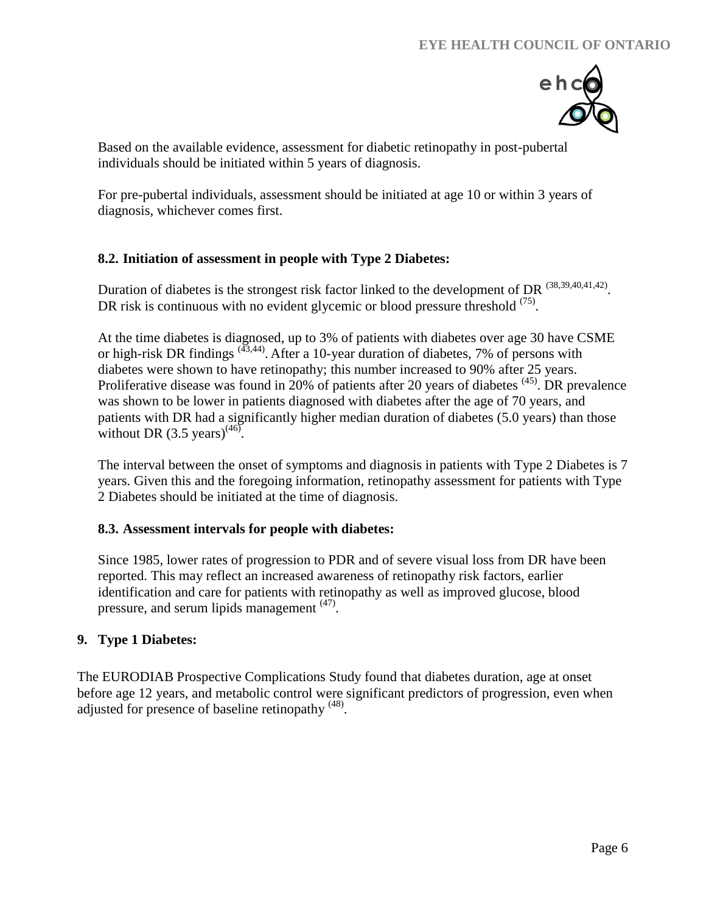Based on the available evidence, assessment for diabetic retinopathy in post-pubertal individuals should be initiated within 5 years of diagnosis.

For pre-pubertal individuals, assessment should be initiated at age 10 or within 3 years of diagnosis, whichever comes first.

### 8.2. Initiation of assessment in people with Type 2 Diabetes:

Duration of diabetes is the strongest risk factor linked to the development of DR [38,39,40,41,42]. DR risk is continuous with no evident glycemic or blood pressure threshold [75].

At the time diabetes is diagnosed, up to 3% of patients with diabetes over age 30 have CSME or high-risk DR findings [43,44]. After a 10-year duration of diabetes, 7% of persons with diabetes were shown to have retinopathy; this number increased to 90% after 25 years. Proliferative disease was found in 20% of patients after 20 years of diabetes [45]. DR prevalence was shown to be lower in patients diagnosed with diabetes after the age of 70 years, and patients with DR had a significantly higher median duration of diabetes (5.0 years) than those without DR (3.5 years)[46].

The interval between the onset of symptoms and diagnosis in patients with Type 2 Diabetes is 7 years. Given this and the foregoing information, retinopathy assessment for patients with Type 2 Diabetes should be initiated at the time of diagnosis.

### 8.3. Assessment intervals for people with diabetes:

Since 1985, lower rates of progression to PDR and of severe visual loss from DR have been reported. This may reflect an increased awareness of retinopathy risk factors, earlier identification and care for patients with retinopathy as well as improved glucose, blood pressure, and serum lipids management [47].

## 9. Type 1 Diabetes:

The EURODIAB Prospective Complications Study found that diabetes duration, age at onset before age 12 years, and metabolic control were significant predictors of progression, even when adjusted for presence of baseline retinopathy [48].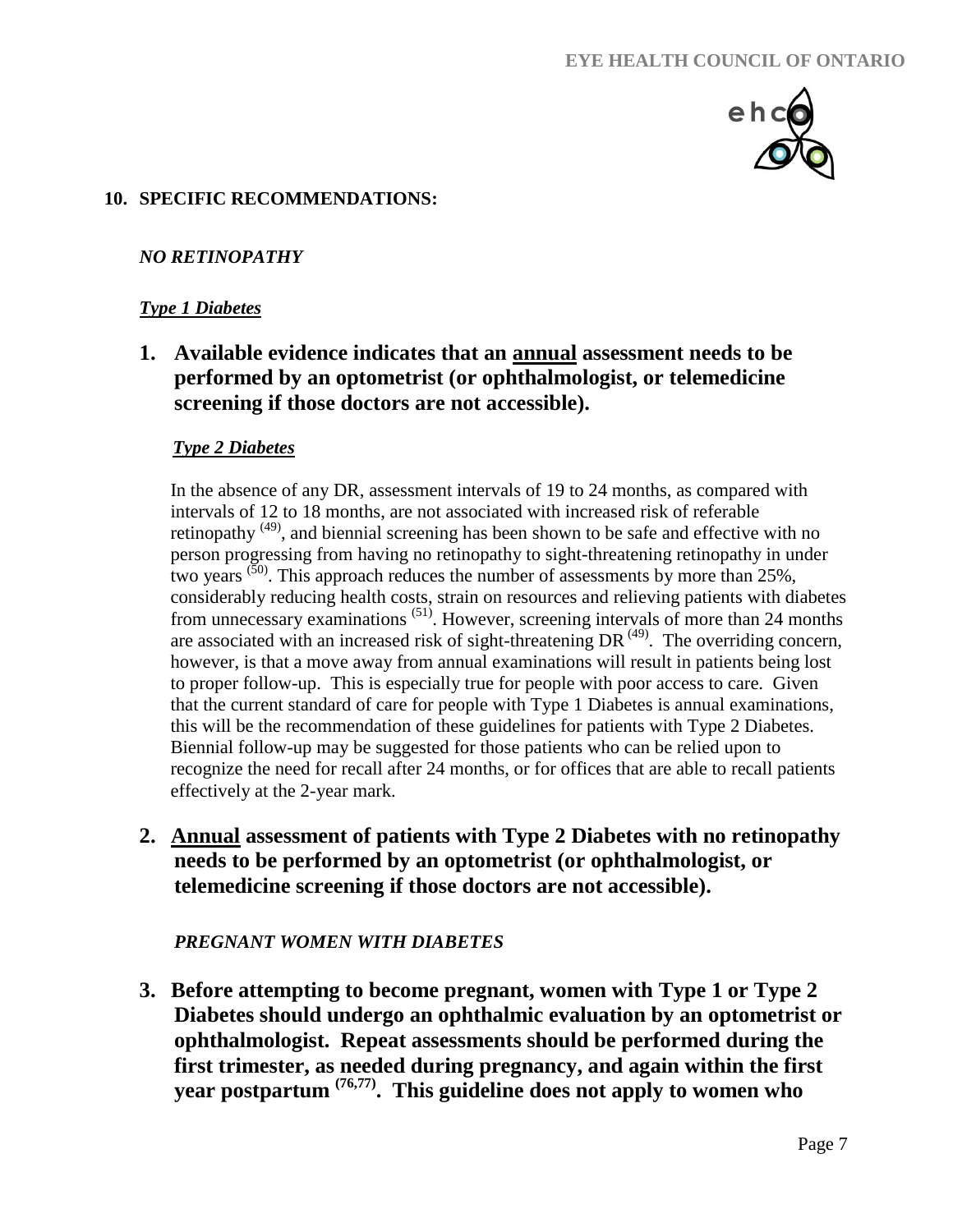## 10. SPECIFIC RECOMMENDATIONS:

### *NO RETINOPATHY*

***Type 1 Diabetes***

**1. Available evidence indicates that an <u>annual</u> assessment needs to be performed by an optometrist (or ophthalmologist, or telemedicine screening if those doctors are not accessible).**

***Type 2 Diabetes***

In the absence of any DR, assessment intervals of 19 to 24 months, as compared with intervals of 12 to 18 months, are not associated with increased risk of referable retinopathy [49], and biennial screening has been shown to be safe and effective with no person progressing from having no retinopathy to sight-threatening retinopathy in under two years [50]. This approach reduces the number of assessments by more than 25%, considerably reducing health costs, strain on resources and relieving patients with diabetes from unnecessary examinations [51]. However, screening intervals of more than 24 months are associated with an increased risk of sight-threatening DR [49]. The overriding concern, however, is that a move away from annual examinations will result in patients being lost to proper follow-up. This is especially true for people with poor access to care. Given that the current standard of care for people with Type 1 Diabetes is annual examinations, this will be the recommendation of these guidelines for patients with Type 2 Diabetes. Biennial follow-up may be suggested for those patients who can be relied upon to recognize the need for recall after 24 months, or for offices that are able to recall patients effectively at the 2-year mark.

**2. <u>Annual</u> assessment of patients with Type 2 Diabetes with no retinopathy needs to be performed by an optometrist (or ophthalmologist, or telemedicine screening if those doctors are not accessible).**

### *PREGNANT WOMEN WITH DIABETES*

**3. Before attempting to become pregnant, women with Type 1 or Type 2 Diabetes should undergo an ophthalmic evaluation by an optometrist or ophthalmologist. Repeat assessments should be performed during the first trimester, as needed during pregnancy, and again within the first year postpartum [76,77]. This guideline does not apply to women who**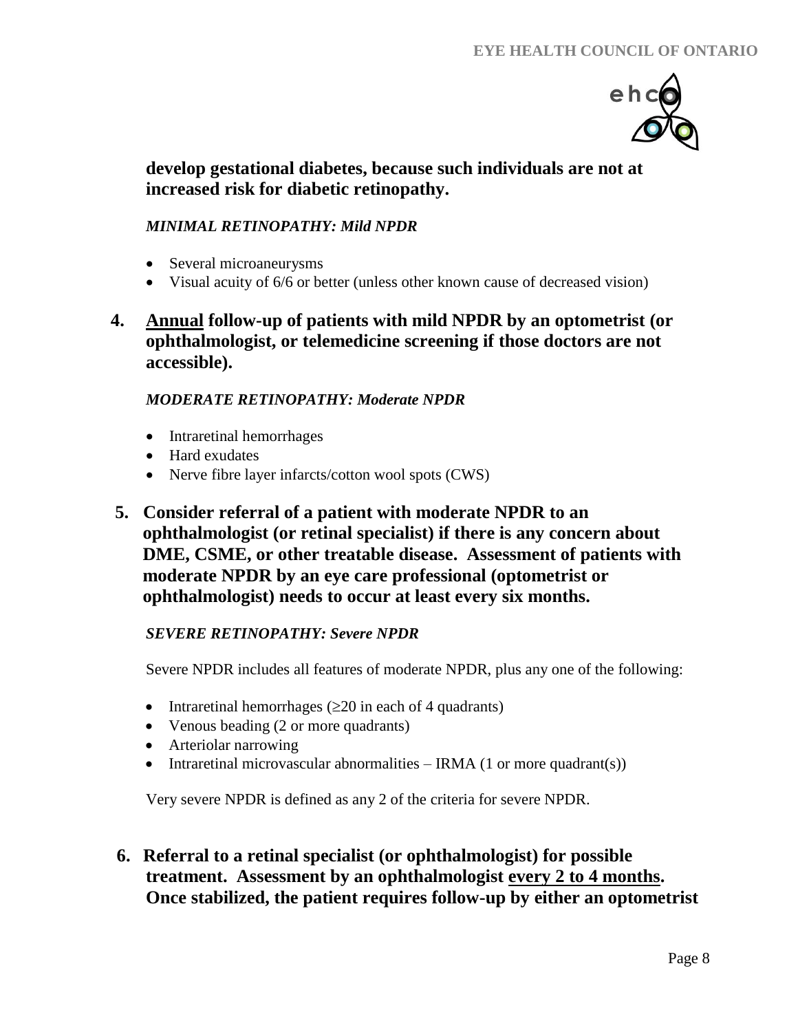**develop gestational diabetes, because such individuals are not at increased risk for diabetic retinopathy.**

***MINIMAL RETINOPATHY: Mild NPDR***

- Several microaneurysms
- Visual acuity of 6/6 or better (unless other known cause of decreased vision)

**4. <u>Annual</u> follow-up of patients with mild NPDR by an optometrist (or ophthalmologist, or telemedicine screening if those doctors are not accessible).**

***MODERATE RETINOPATHY: Moderate NPDR***

- Intraretinal hemorrhages
- Hard exudates
- Nerve fibre layer infarcts/cotton wool spots (CWS)

**5. Consider referral of a patient with moderate NPDR to an ophthalmologist (or retinal specialist) if there is any concern about DME, CSME, or other treatable disease. Assessment of patients with moderate NPDR by an eye care professional (optometrist or ophthalmologist) needs to occur at least every six months.**

***SEVERE RETINOPATHY: Severe NPDR***

Severe NPDR includes all features of moderate NPDR, plus any one of the following:

- Intraretinal hemorrhages (≥20 in each of 4 quadrants)
- Venous beading (2 or more quadrants)
- Arteriolar narrowing
- Intraretinal microvascular abnormalities – IRMA (1 or more quadrant(s))

Very severe NPDR is defined as any 2 of the criteria for severe NPDR.

**6. Referral to a retinal specialist (or ophthalmologist) for possible treatment. Assessment by an ophthalmologist <u>every 2 to 4 months</u>. Once stabilized, the patient requires follow-up by either an optometrist**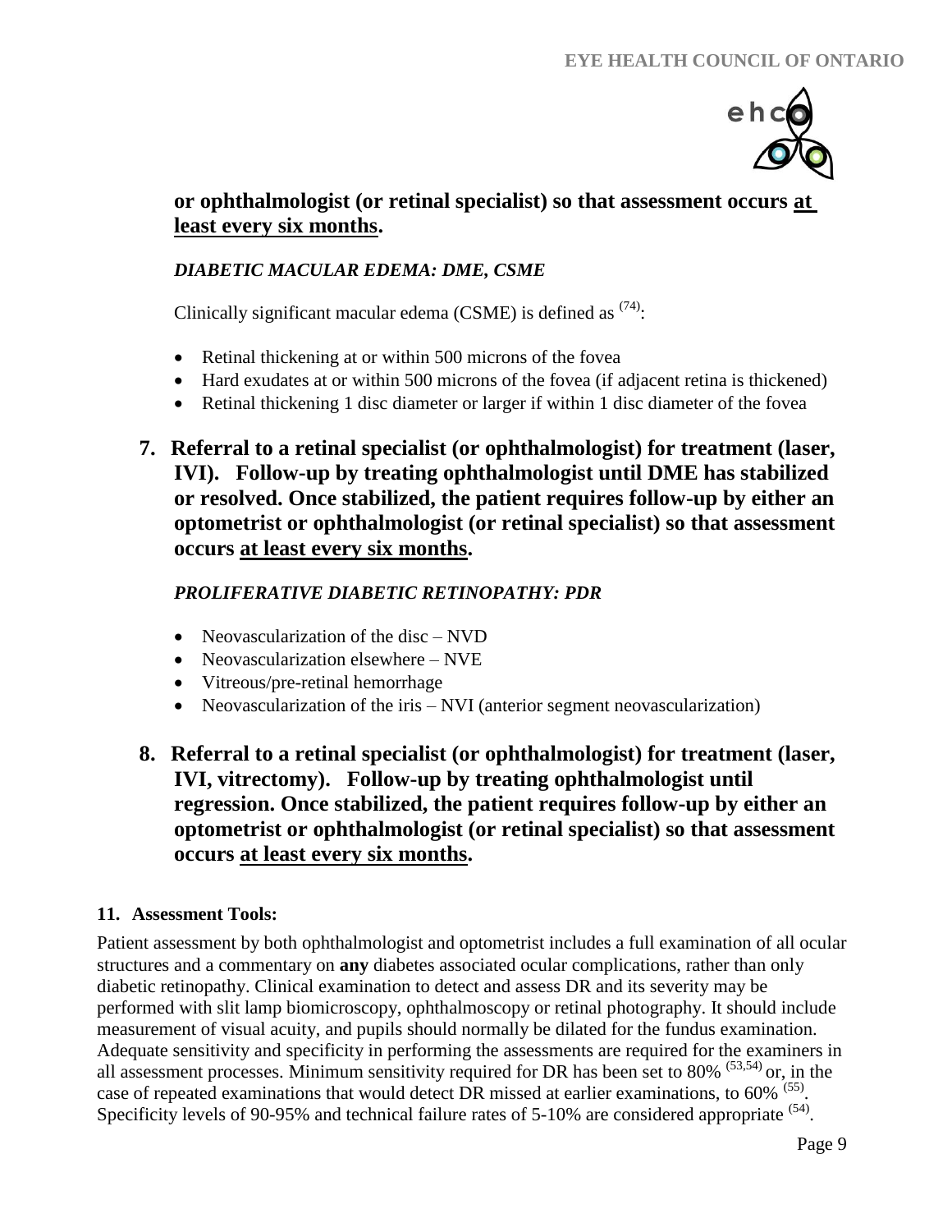**or ophthalmologist (or retinal specialist) so that assessment occurs at least every six months.**

*DIABETIC MACULAR EDEMA: DME, CSME*

Clinically significant macular edema (CSME) is defined as [74]:

- Retinal thickening at or within 500 microns of the fovea
- Hard exudates at or within 500 microns of the fovea (if adjacent retina is thickened)
- Retinal thickening 1 disc diameter or larger if within 1 disc diameter of the fovea

**7. Referral to a retinal specialist (or ophthalmologist) for treatment (laser, IVI). Follow-up by treating ophthalmologist until DME has stabilized or resolved. Once stabilized, the patient requires follow-up by either an optometrist or ophthalmologist (or retinal specialist) so that assessment occurs at least every six months.**

*PROLIFERATIVE DIABETIC RETINOPATHY: PDR*

- Neovascularization of the disc – NVD
- Neovascularization elsewhere – NVE
- Vitreous/pre-retinal hemorrhage
- Neovascularization of the iris – NVI (anterior segment neovascularization)

**8. Referral to a retinal specialist (or ophthalmologist) for treatment (laser, IVI, vitrectomy). Follow-up by treating ophthalmologist until regression. Once stabilized, the patient requires follow-up by either an optometrist or ophthalmologist (or retinal specialist) so that assessment occurs at least every six months.**

## 11. Assessment Tools:

Patient assessment by both ophthalmologist and optometrist includes a full examination of all ocular structures and a commentary on **any** diabetes associated ocular complications, rather than only diabetic retinopathy. Clinical examination to detect and assess DR and its severity may be performed with slit lamp biomicroscopy, ophthalmoscopy or retinal photography. It should include measurement of visual acuity, and pupils should normally be dilated for the fundus examination. Adequate sensitivity and specificity in performing the assessments are required for the examiners in all assessment processes. Minimum sensitivity required for DR has been set to 80% [53,54] or, in the case of repeated examinations that would detect DR missed at earlier examinations, to 60% [55]. Specificity levels of 90-95% and technical failure rates of 5-10% are considered appropriate [54].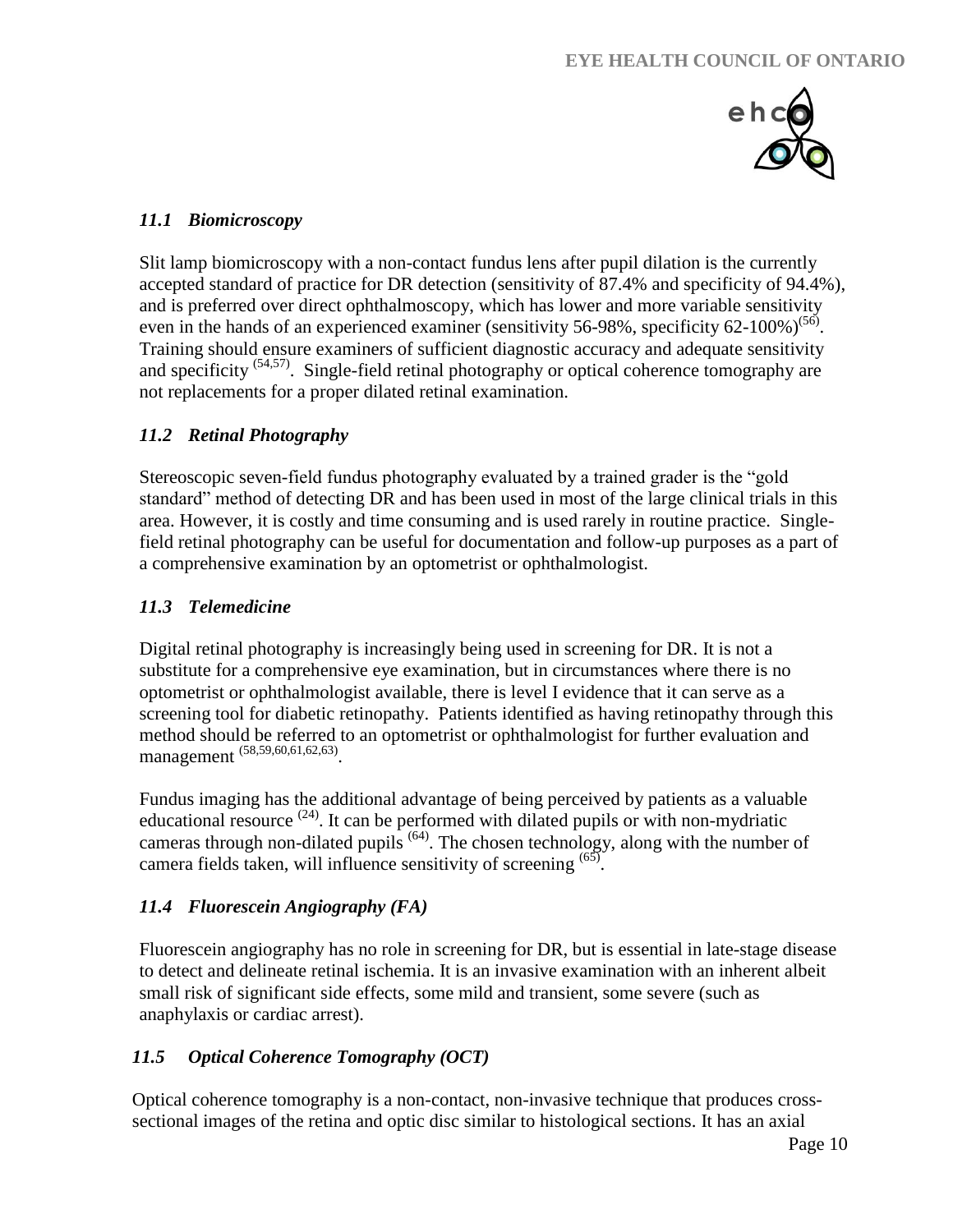### *11.1 Biomicroscopy*

Slit lamp biomicroscopy with a non-contact fundus lens after pupil dilation is the currently accepted standard of practice for DR detection (sensitivity of 87.4% and specificity of 94.4%), and is preferred over direct ophthalmoscopy, which has lower and more variable sensitivity even in the hands of an experienced examiner (sensitivity 56-98%, specificity 62-100%)[56]. Training should ensure examiners of sufficient diagnostic accuracy and adequate sensitivity and specificity [54,57]. Single-field retinal photography or optical coherence tomography are not replacements for a proper dilated retinal examination.

### *11.2 Retinal Photography*

Stereoscopic seven-field fundus photography evaluated by a trained grader is the "gold standard" method of detecting DR and has been used in most of the large clinical trials in this area. However, it is costly and time consuming and is used rarely in routine practice. Single-field retinal photography can be useful for documentation and follow-up purposes as a part of a comprehensive examination by an optometrist or ophthalmologist.

### *11.3 Telemedicine*

Digital retinal photography is increasingly being used in screening for DR. It is not a substitute for a comprehensive eye examination, but in circumstances where there is no optometrist or ophthalmologist available, there is level I evidence that it can serve as a screening tool for diabetic retinopathy. Patients identified as having retinopathy through this method should be referred to an optometrist or ophthalmologist for further evaluation and management [58,59,60,61,62,63].

Fundus imaging has the additional advantage of being perceived by patients as a valuable educational resource [24]. It can be performed with dilated pupils or with non-mydriatic cameras through non-dilated pupils [64]. The chosen technology, along with the number of camera fields taken, will influence sensitivity of screening [65].

### *11.4 Fluorescein Angiography (FA)*

Fluorescein angiography has no role in screening for DR, but is essential in late-stage disease to detect and delineate retinal ischemia. It is an invasive examination with an inherent albeit small risk of significant side effects, some mild and transient, some severe (such as anaphylaxis or cardiac arrest).

### *11.5 Optical Coherence Tomography (OCT)*

Optical coherence tomography is a non-contact, non-invasive technique that produces cross-sectional images of the retina and optic disc similar to histological sections. It has an axial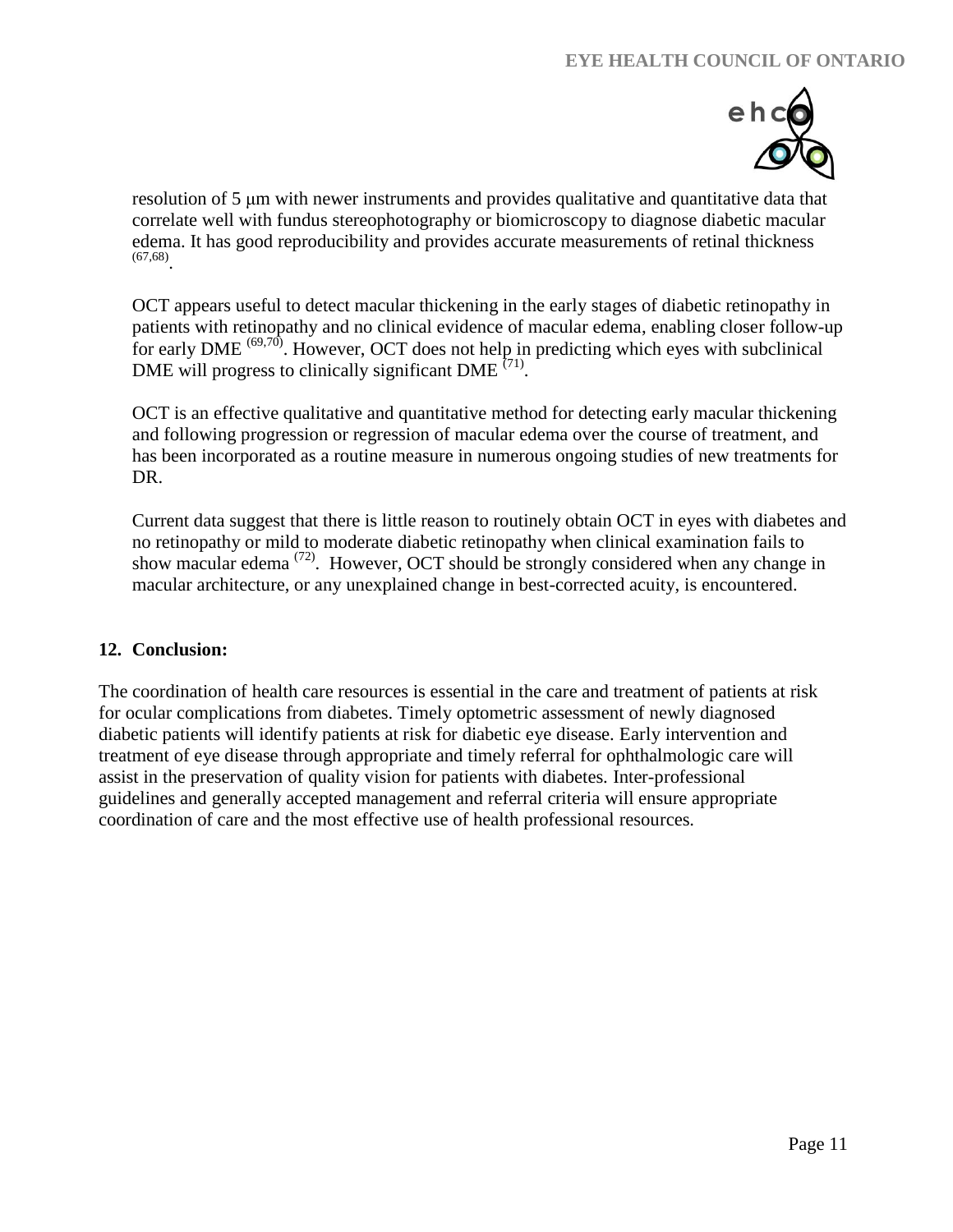resolution of 5 μm with newer instruments and provides qualitative and quantitative data that correlate well with fundus stereophotography or biomicroscopy to diagnose diabetic macular edema. It has good reproducibility and provides accurate measurements of retinal thickness [(67,68)].

OCT appears useful to detect macular thickening in the early stages of diabetic retinopathy in patients with retinopathy and no clinical evidence of macular edema, enabling closer follow-up for early DME [(69,70)]. However, OCT does not help in predicting which eyes with subclinical DME will progress to clinically significant DME [(71)].

OCT is an effective qualitative and quantitative method for detecting early macular thickening and following progression or regression of macular edema over the course of treatment, and has been incorporated as a routine measure in numerous ongoing studies of new treatments for DR.

Current data suggest that there is little reason to routinely obtain OCT in eyes with diabetes and no retinopathy or mild to moderate diabetic retinopathy when clinical examination fails to show macular edema [(72)]. However, OCT should be strongly considered when any change in macular architecture, or any unexplained change in best-corrected acuity, is encountered.

## 12. Conclusion:

The coordination of health care resources is essential in the care and treatment of patients at risk for ocular complications from diabetes. Timely optometric assessment of newly diagnosed diabetic patients will identify patients at risk for diabetic eye disease. Early intervention and treatment of eye disease through appropriate and timely referral for ophthalmologic care will assist in the preservation of quality vision for patients with diabetes. Inter-professional guidelines and generally accepted management and referral criteria will ensure appropriate coordination of care and the most effective use of health professional resources.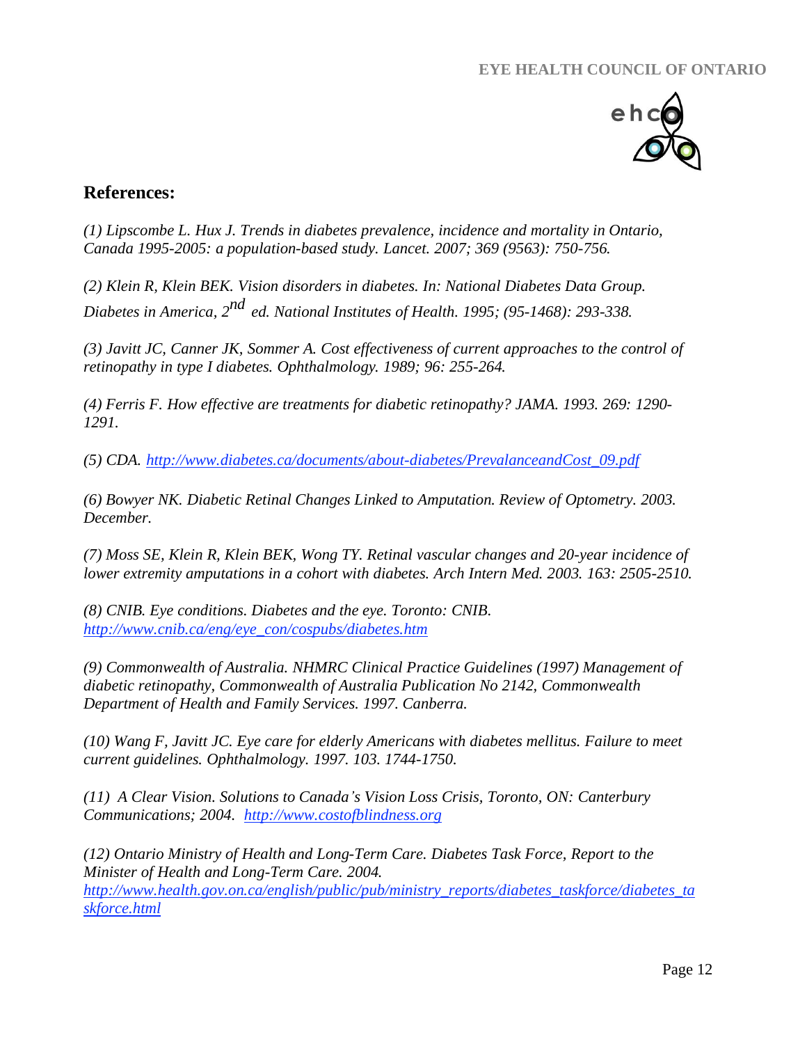## References:

*(1) Lipscombe L. Hux J. Trends in diabetes prevalence, incidence and mortality in Ontario, Canada 1995-2005: a population-based study. Lancet. 2007; 369 (9563): 750-756.*

*(2) Klein R, Klein BEK. Vision disorders in diabetes. In: National Diabetes Data Group. Diabetes in America, 2nd ed. National Institutes of Health. 1995; (95-1468): 293-338.*

*(3) Javitt JC, Canner JK, Sommer A. Cost effectiveness of current approaches to the control of retinopathy in type I diabetes. Ophthalmology. 1989; 96: 255-264.*

*(4) Ferris F. How effective are treatments for diabetic retinopathy? JAMA. 1993. 269: 1290-1291.*

*(5) CDA. http://www.diabetes.ca/documents/about-diabetes/PrevalanceandCost_09.pdf*

*(6) Bowyer NK. Diabetic Retinal Changes Linked to Amputation. Review of Optometry. 2003. December.*

*(7) Moss SE, Klein R, Klein BEK, Wong TY. Retinal vascular changes and 20-year incidence of lower extremity amputations in a cohort with diabetes. Arch Intern Med. 2003. 163: 2505-2510.*

*(8) CNIB. Eye conditions. Diabetes and the eye. Toronto: CNIB. http://www.cnib.ca/eng/eye_con/cospubs/diabetes.htm*

*(9) Commonwealth of Australia. NHMRC Clinical Practice Guidelines (1997) Management of diabetic retinopathy, Commonwealth of Australia Publication No 2142, Commonwealth Department of Health and Family Services. 1997. Canberra.*

*(10) Wang F, Javitt JC. Eye care for elderly Americans with diabetes mellitus. Failure to meet current guidelines. Ophthalmology. 1997. 103. 1744-1750.*

*(11) A Clear Vision. Solutions to Canada's Vision Loss Crisis, Toronto, ON: Canterbury Communications; 2004. http://www.costofblindness.org*

*(12) Ontario Ministry of Health and Long-Term Care. Diabetes Task Force, Report to the Minister of Health and Long-Term Care. 2004. http://www.health.gov.on.ca/english/public/pub/ministry_reports/diabetes_taskforce/diabetes_taskforce.html*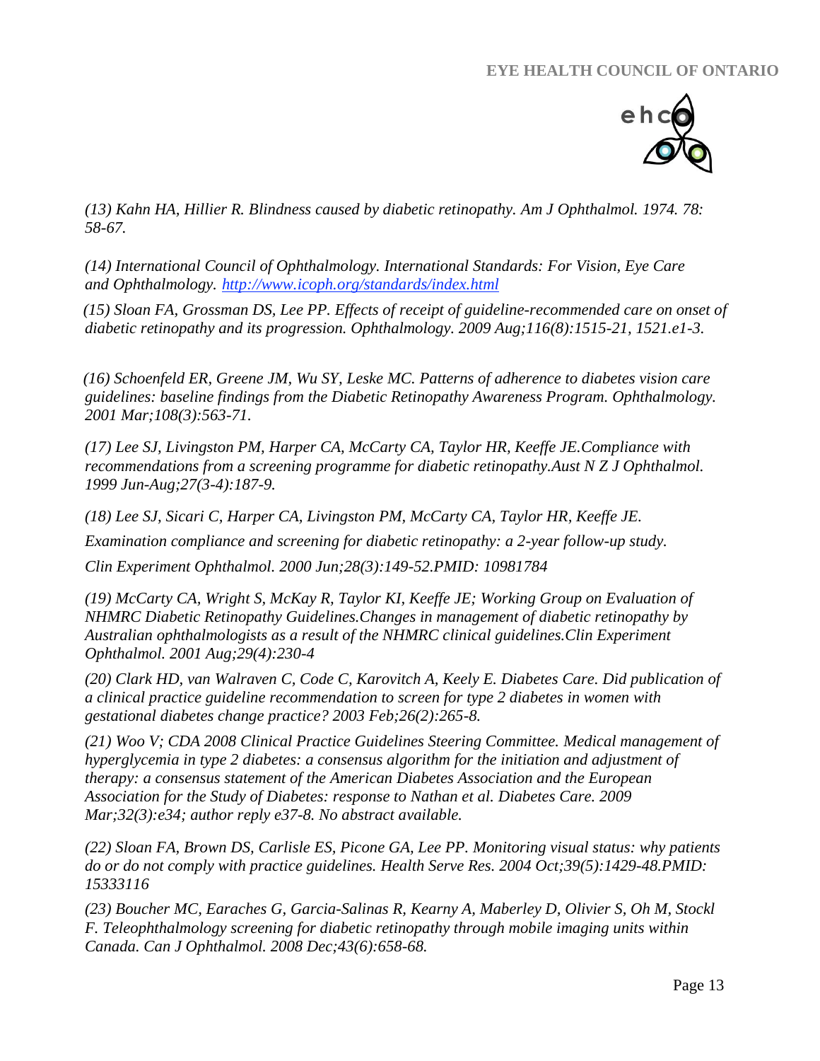*(13) Kahn HA, Hillier R. Blindness caused by diabetic retinopathy. Am J Ophthalmol. 1974. 78: 58-67.*

*(14) International Council of Ophthalmology. International Standards: For Vision, Eye Care and Ophthalmology. [http://www.icoph.org/standards/index.html](http://www.icoph.org/standards/index.html)*

*(15) Sloan FA, Grossman DS, Lee PP. Effects of receipt of guideline-recommended care on onset of diabetic retinopathy and its progression. Ophthalmology. 2009 Aug;116(8):1515-21, 1521.e1-3.*

*(16) Schoenfeld ER, Greene JM, Wu SY, Leske MC. Patterns of adherence to diabetes vision care guidelines: baseline findings from the Diabetic Retinopathy Awareness Program. Ophthalmology. 2001 Mar;108(3):563-71.*

*(17) Lee SJ, Livingston PM, Harper CA, McCarty CA, Taylor HR, Keeffe JE.Compliance with recommendations from a screening programme for diabetic retinopathy.Aust N Z J Ophthalmol. 1999 Jun-Aug;27(3-4):187-9.*

*(18) Lee SJ, Sicari C, Harper CA, Livingston PM, McCarty CA, Taylor HR, Keeffe JE.*

*Examination compliance and screening for diabetic retinopathy: a 2-year follow-up study.*

*Clin Experiment Ophthalmol. 2000 Jun;28(3):149-52.PMID: 10981784*

*(19) McCarty CA, Wright S, McKay R, Taylor KI, Keeffe JE; Working Group on Evaluation of NHMRC Diabetic Retinopathy Guidelines.Changes in management of diabetic retinopathy by Australian ophthalmologists as a result of the NHMRC clinical guidelines.Clin Experiment Ophthalmol. 2001 Aug;29(4):230-4*

*(20) Clark HD, van Walraven C, Code C, Karovitch A, Keely E. Diabetes Care. Did publication of a clinical practice guideline recommendation to screen for type 2 diabetes in women with gestational diabetes change practice? 2003 Feb;26(2):265-8.*

*(21) Woo V; CDA 2008 Clinical Practice Guidelines Steering Committee. Medical management of hyperglycemia in type 2 diabetes: a consensus algorithm for the initiation and adjustment of therapy: a consensus statement of the American Diabetes Association and the European Association for the Study of Diabetes: response to Nathan et al. Diabetes Care. 2009 Mar;32(3):e34; author reply e37-8. No abstract available.*

*(22) Sloan FA, Brown DS, Carlisle ES, Picone GA, Lee PP. Monitoring visual status: why patients do or do not comply with practice guidelines. Health Serve Res. 2004 Oct;39(5):1429-48.PMID: 15333116*

*(23) Boucher MC, Earaches G, Garcia-Salinas R, Kearny A, Maberley D, Olivier S, Oh M, Stockl F. Teleophthalmology screening for diabetic retinopathy through mobile imaging units within Canada. Can J Ophthalmol. 2008 Dec;43(6):658-68.*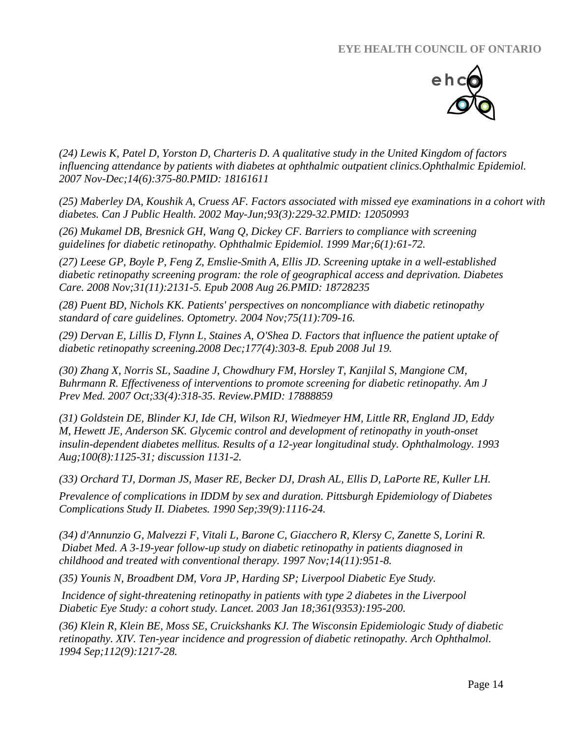*(24) Lewis K, Patel D, Yorston D, Charteris D. A qualitative study in the United Kingdom of factors influencing attendance by patients with diabetes at ophthalmic outpatient clinics.Ophthalmic Epidemiol. 2007 Nov-Dec;14(6):375-80.PMID: 18161611*

*(25) Maberley DA, Koushik A, Cruess AF. Factors associated with missed eye examinations in a cohort with diabetes. Can J Public Health. 2002 May-Jun;93(3):229-32.PMID: 12050993*

*(26) Mukamel DB, Bresnick GH, Wang Q, Dickey CF. Barriers to compliance with screening guidelines for diabetic retinopathy. Ophthalmic Epidemiol. 1999 Mar;6(1):61-72.*

*(27) Leese GP, Boyle P, Feng Z, Emslie-Smith A, Ellis JD. Screening uptake in a well-established diabetic retinopathy screening program: the role of geographical access and deprivation. Diabetes Care. 2008 Nov;31(11):2131-5. Epub 2008 Aug 26.PMID: 18728235*

*(28) Puent BD, Nichols KK. Patients' perspectives on noncompliance with diabetic retinopathy standard of care guidelines. Optometry. 2004 Nov;75(11):709-16.*

*(29) Dervan E, Lillis D, Flynn L, Staines A, O'Shea D. Factors that influence the patient uptake of diabetic retinopathy screening.2008 Dec;177(4):303-8. Epub 2008 Jul 19.*

*(30) Zhang X, Norris SL, Saadine J, Chowdhury FM, Horsley T, Kanjilal S, Mangione CM, Buhrmann R. Effectiveness of interventions to promote screening for diabetic retinopathy. Am J Prev Med. 2007 Oct;33(4):318-35. Review.PMID: 17888859*

*(31) Goldstein DE, Blinder KJ, Ide CH, Wilson RJ, Wiedmeyer HM, Little RR, England JD, Eddy M, Hewett JE, Anderson SK. Glycemic control and development of retinopathy in youth-onset insulin-dependent diabetes mellitus. Results of a 12-year longitudinal study. Ophthalmology. 1993 Aug;100(8):1125-31; discussion 1131-2.*

*(33) Orchard TJ, Dorman JS, Maser RE, Becker DJ, Drash AL, Ellis D, LaPorte RE, Kuller LH.*

*Prevalence of complications in IDDM by sex and duration. Pittsburgh Epidemiology of Diabetes Complications Study II. Diabetes. 1990 Sep;39(9):1116-24.*

*(34) d'Annunzio G, Malvezzi F, Vitali L, Barone C, Giacchero R, Klersy C, Zanette S, Lorini R. Diabet Med. A 3-19-year follow-up study on diabetic retinopathy in patients diagnosed in childhood and treated with conventional therapy. 1997 Nov;14(11):951-8.*

*(35) Younis N, Broadbent DM, Vora JP, Harding SP; Liverpool Diabetic Eye Study.*

*Incidence of sight-threatening retinopathy in patients with type 2 diabetes in the Liverpool Diabetic Eye Study: a cohort study. Lancet. 2003 Jan 18;361(9353):195-200.*

*(36) Klein R, Klein BE, Moss SE, Cruickshanks KJ. The Wisconsin Epidemiologic Study of diabetic retinopathy. XIV. Ten-year incidence and progression of diabetic retinopathy. Arch Ophthalmol. 1994 Sep;112(9):1217-28.*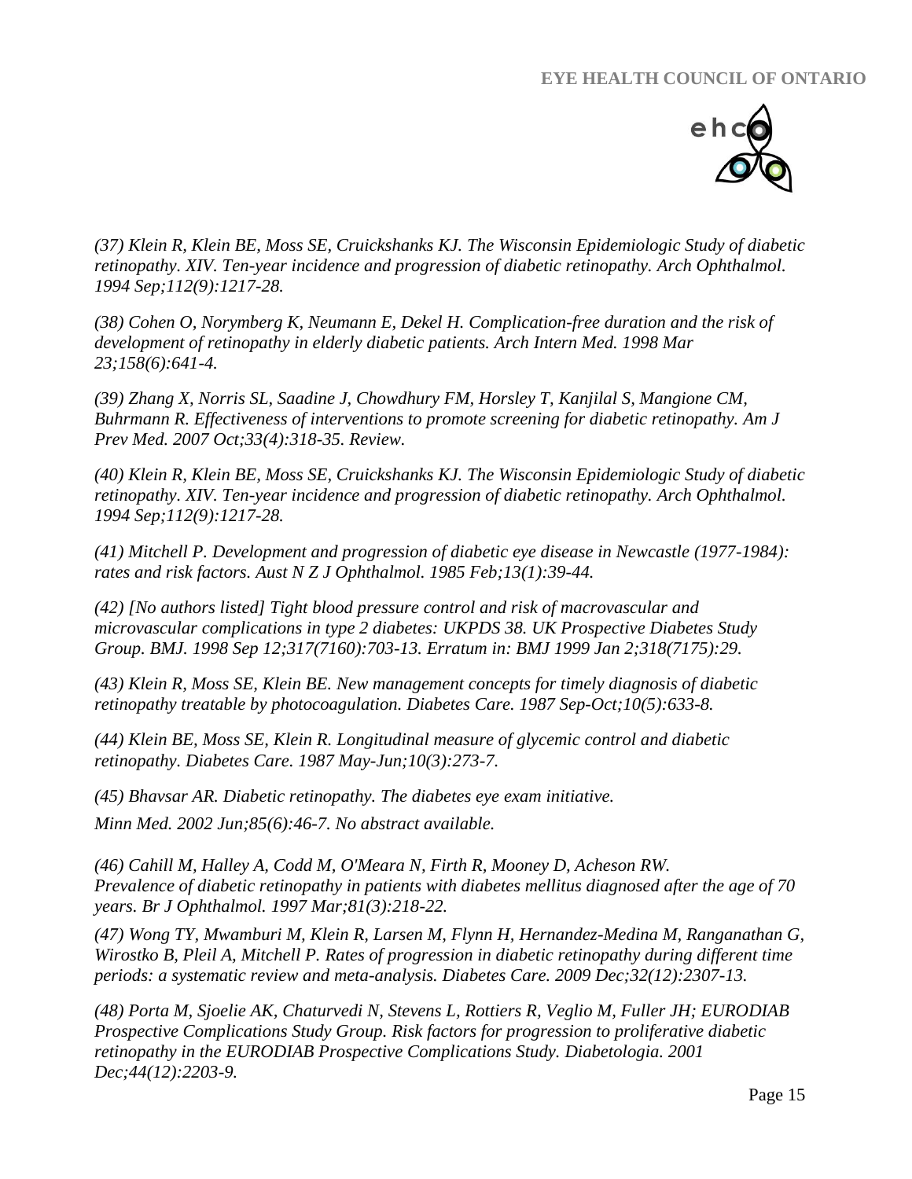*(37) Klein R, Klein BE, Moss SE, Cruickshanks KJ. The Wisconsin Epidemiologic Study of diabetic retinopathy. XIV. Ten-year incidence and progression of diabetic retinopathy. Arch Ophthalmol. 1994 Sep;112(9):1217-28.*

*(38) Cohen O, Norymberg K, Neumann E, Dekel H. Complication-free duration and the risk of development of retinopathy in elderly diabetic patients. Arch Intern Med. 1998 Mar 23;158(6):641-4.*

*(39) Zhang X, Norris SL, Saadine J, Chowdhury FM, Horsley T, Kanjilal S, Mangione CM, Buhrmann R. Effectiveness of interventions to promote screening for diabetic retinopathy. Am J Prev Med. 2007 Oct;33(4):318-35. Review.*

*(40) Klein R, Klein BE, Moss SE, Cruickshanks KJ. The Wisconsin Epidemiologic Study of diabetic retinopathy. XIV. Ten-year incidence and progression of diabetic retinopathy. Arch Ophthalmol. 1994 Sep;112(9):1217-28.*

*(41) Mitchell P. Development and progression of diabetic eye disease in Newcastle (1977-1984): rates and risk factors. Aust N Z J Ophthalmol. 1985 Feb;13(1):39-44.*

*(42) [No authors listed] Tight blood pressure control and risk of macrovascular and microvascular complications in type 2 diabetes: UKPDS 38. UK Prospective Diabetes Study Group. BMJ. 1998 Sep 12;317(7160):703-13. Erratum in: BMJ 1999 Jan 2;318(7175):29.*

*(43) Klein R, Moss SE, Klein BE. New management concepts for timely diagnosis of diabetic retinopathy treatable by photocoagulation. Diabetes Care. 1987 Sep-Oct;10(5):633-8.*

*(44) Klein BE, Moss SE, Klein R. Longitudinal measure of glycemic control and diabetic retinopathy. Diabetes Care. 1987 May-Jun;10(3):273-7.*

*(45) Bhavsar AR. Diabetic retinopathy. The diabetes eye exam initiative.*

*Minn Med. 2002 Jun;85(6):46-7. No abstract available.*

*(46) Cahill M, Halley A, Codd M, O'Meara N, Firth R, Mooney D, Acheson RW. Prevalence of diabetic retinopathy in patients with diabetes mellitus diagnosed after the age of 70 years. Br J Ophthalmol. 1997 Mar;81(3):218-22.*

*(47) Wong TY, Mwamburi M, Klein R, Larsen M, Flynn H, Hernandez-Medina M, Ranganathan G, Wirostko B, Pleil A, Mitchell P. Rates of progression in diabetic retinopathy during different time periods: a systematic review and meta-analysis. Diabetes Care. 2009 Dec;32(12):2307-13.*

*(48) Porta M, Sjoelie AK, Chaturvedi N, Stevens L, Rottiers R, Veglio M, Fuller JH; EURODIAB Prospective Complications Study Group. Risk factors for progression to proliferative diabetic retinopathy in the EURODIAB Prospective Complications Study. Diabetologia. 2001 Dec;44(12):2203-9.*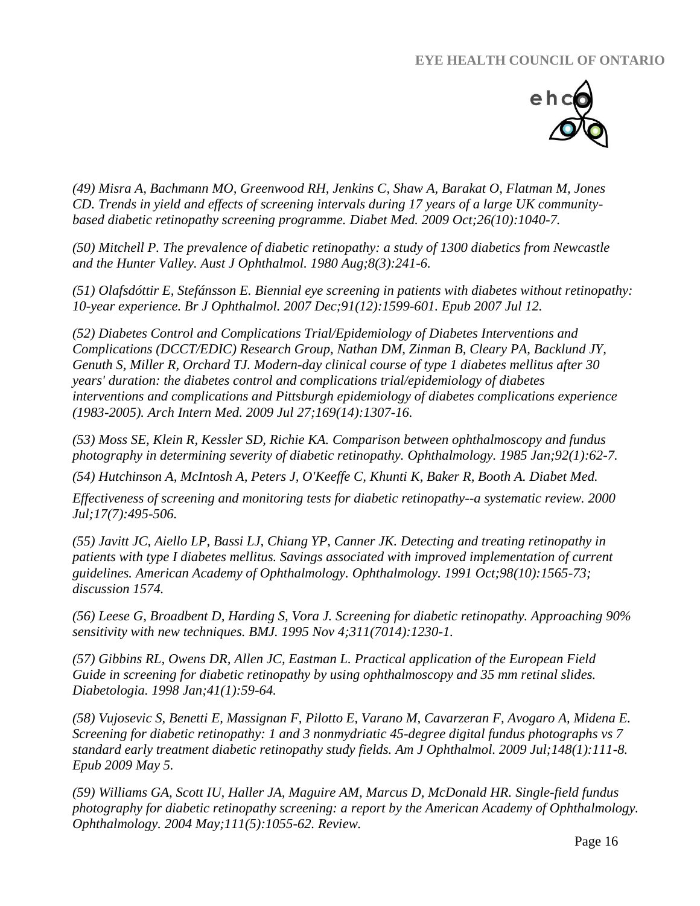*(49) Misra A, Bachmann MO, Greenwood RH, Jenkins C, Shaw A, Barakat O, Flatman M, Jones CD. Trends in yield and effects of screening intervals during 17 years of a large UK community-based diabetic retinopathy screening programme. Diabet Med. 2009 Oct;26(10):1040-7.*

*(50) Mitchell P. The prevalence of diabetic retinopathy: a study of 1300 diabetics from Newcastle and the Hunter Valley. Aust J Ophthalmol. 1980 Aug;8(3):241-6.*

*(51) Olafsdóttir E, Stefánsson E. Biennial eye screening in patients with diabetes without retinopathy: 10-year experience. Br J Ophthalmol. 2007 Dec;91(12):1599-601. Epub 2007 Jul 12.*

*(52) Diabetes Control and Complications Trial/Epidemiology of Diabetes Interventions and Complications (DCCT/EDIC) Research Group, Nathan DM, Zinman B, Cleary PA, Backlund JY, Genuth S, Miller R, Orchard TJ. Modern-day clinical course of type 1 diabetes mellitus after 30 years' duration: the diabetes control and complications trial/epidemiology of diabetes interventions and complications and Pittsburgh epidemiology of diabetes complications experience (1983-2005). Arch Intern Med. 2009 Jul 27;169(14):1307-16.*

*(53) Moss SE, Klein R, Kessler SD, Richie KA. Comparison between ophthalmoscopy and fundus photography in determining severity of diabetic retinopathy. Ophthalmology. 1985 Jan;92(1):62-7.*

*(54) Hutchinson A, McIntosh A, Peters J, O'Keeffe C, Khunti K, Baker R, Booth A. Diabet Med.*

*Effectiveness of screening and monitoring tests for diabetic retinopathy--a systematic review. 2000 Jul;17(7):495-506.*

*(55) Javitt JC, Aiello LP, Bassi LJ, Chiang YP, Canner JK. Detecting and treating retinopathy in patients with type I diabetes mellitus. Savings associated with improved implementation of current guidelines. American Academy of Ophthalmology. Ophthalmology. 1991 Oct;98(10):1565-73; discussion 1574.*

*(56) Leese G, Broadbent D, Harding S, Vora J. Screening for diabetic retinopathy. Approaching 90% sensitivity with new techniques. BMJ. 1995 Nov 4;311(7014):1230-1.*

*(57) Gibbins RL, Owens DR, Allen JC, Eastman L. Practical application of the European Field Guide in screening for diabetic retinopathy by using ophthalmoscopy and 35 mm retinal slides. Diabetologia. 1998 Jan;41(1):59-64.*

*(58) Vujosevic S, Benetti E, Massignan F, Pilotto E, Varano M, Cavarzeran F, Avogaro A, Midena E. Screening for diabetic retinopathy: 1 and 3 nonmydriatic 45-degree digital fundus photographs vs 7 standard early treatment diabetic retinopathy study fields. Am J Ophthalmol. 2009 Jul;148(1):111-8. Epub 2009 May 5.*

*(59) Williams GA, Scott IU, Haller JA, Maguire AM, Marcus D, McDonald HR. Single-field fundus photography for diabetic retinopathy screening: a report by the American Academy of Ophthalmology. Ophthalmology. 2004 May;111(5):1055-62. Review.*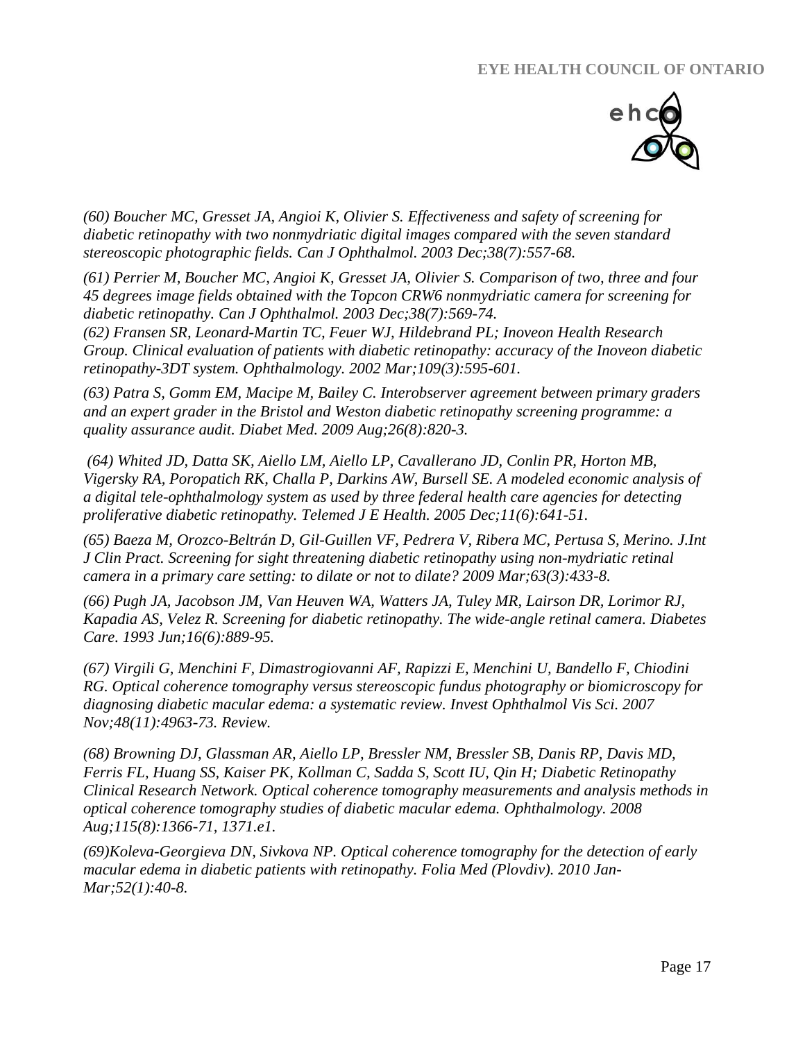*(60) Boucher MC, Gresset JA, Angioi K, Olivier S. Effectiveness and safety of screening for diabetic retinopathy with two nonmydriatic digital images compared with the seven standard stereoscopic photographic fields. Can J Ophthalmol. 2003 Dec;38(7):557-68.*

*(61) Perrier M, Boucher MC, Angioi K, Gresset JA, Olivier S. Comparison of two, three and four 45 degrees image fields obtained with the Topcon CRW6 nonmydriatic camera for screening for diabetic retinopathy. Can J Ophthalmol. 2003 Dec;38(7):569-74.*

*(62) Fransen SR, Leonard-Martin TC, Feuer WJ, Hildebrand PL; Inoveon Health Research Group. Clinical evaluation of patients with diabetic retinopathy: accuracy of the Inoveon diabetic retinopathy-3DT system. Ophthalmology. 2002 Mar;109(3):595-601.*

*(63) Patra S, Gomm EM, Macipe M, Bailey C. Interobserver agreement between primary graders and an expert grader in the Bristol and Weston diabetic retinopathy screening programme: a quality assurance audit. Diabet Med. 2009 Aug;26(8):820-3.*

*(64) Whited JD, Datta SK, Aiello LM, Aiello LP, Cavallerano JD, Conlin PR, Horton MB, Vigersky RA, Poropatich RK, Challa P, Darkins AW, Bursell SE. A modeled economic analysis of a digital tele-ophthalmology system as used by three federal health care agencies for detecting proliferative diabetic retinopathy. Telemed J E Health. 2005 Dec;11(6):641-51.*

*(65) Baeza M, Orozco-Beltrán D, Gil-Guillen VF, Pedrera V, Ribera MC, Pertusa S, Merino. J.Int J Clin Pract. Screening for sight threatening diabetic retinopathy using non-mydriatic retinal camera in a primary care setting: to dilate or not to dilate? 2009 Mar;63(3):433-8.*

*(66) Pugh JA, Jacobson JM, Van Heuven WA, Watters JA, Tuley MR, Lairson DR, Lorimor RJ, Kapadia AS, Velez R. Screening for diabetic retinopathy. The wide-angle retinal camera. Diabetes Care. 1993 Jun;16(6):889-95.*

*(67) Virgili G, Menchini F, Dimastrogiovanni AF, Rapizzi E, Menchini U, Bandello F, Chiodini RG. Optical coherence tomography versus stereoscopic fundus photography or biomicroscopy for diagnosing diabetic macular edema: a systematic review. Invest Ophthalmol Vis Sci. 2007 Nov;48(11):4963-73. Review.*

*(68) Browning DJ, Glassman AR, Aiello LP, Bressler NM, Bressler SB, Danis RP, Davis MD, Ferris FL, Huang SS, Kaiser PK, Kollman C, Sadda S, Scott IU, Qin H; Diabetic Retinopathy Clinical Research Network. Optical coherence tomography measurements and analysis methods in optical coherence tomography studies of diabetic macular edema. Ophthalmology. 2008 Aug;115(8):1366-71, 1371.e1.*

*(69)Koleva-Georgieva DN, Sivkova NP. Optical coherence tomography for the detection of early macular edema in diabetic patients with retinopathy. Folia Med (Plovdiv). 2010 Jan-Mar;52(1):40-8.*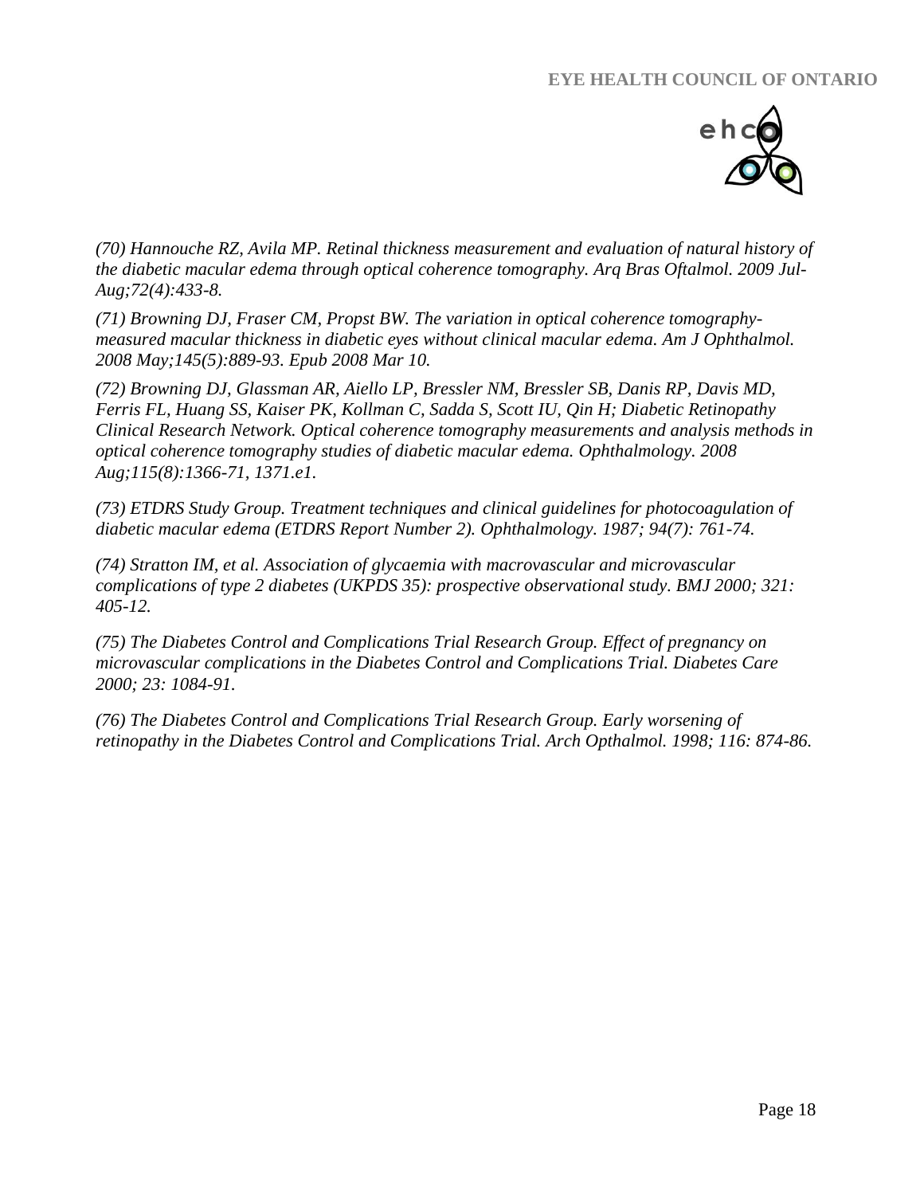*(70) Hannouche RZ, Avila MP. Retinal thickness measurement and evaluation of natural history of the diabetic macular edema through optical coherence tomography. Arq Bras Oftalmol. 2009 Jul-Aug;72(4):433-8.*

*(71) Browning DJ, Fraser CM, Propst BW. The variation in optical coherence tomography-measured macular thickness in diabetic eyes without clinical macular edema. Am J Ophthalmol. 2008 May;145(5):889-93. Epub 2008 Mar 10.*

*(72) Browning DJ, Glassman AR, Aiello LP, Bressler NM, Bressler SB, Danis RP, Davis MD, Ferris FL, Huang SS, Kaiser PK, Kollman C, Sadda S, Scott IU, Qin H; Diabetic Retinopathy Clinical Research Network. Optical coherence tomography measurements and analysis methods in optical coherence tomography studies of diabetic macular edema. Ophthalmology. 2008 Aug;115(8):1366-71, 1371.e1.*

*(73) ETDRS Study Group. Treatment techniques and clinical guidelines for photocoagulation of diabetic macular edema (ETDRS Report Number 2). Ophthalmology. 1987; 94(7): 761-74.*

*(74) Stratton IM, et al. Association of glycaemia with macrovascular and microvascular complications of type 2 diabetes (UKPDS 35): prospective observational study. BMJ 2000; 321: 405-12.*

*(75) The Diabetes Control and Complications Trial Research Group. Effect of pregnancy on microvascular complications in the Diabetes Control and Complications Trial. Diabetes Care 2000; 23: 1084-91.*

*(76) The Diabetes Control and Complications Trial Research Group. Early worsening of retinopathy in the Diabetes Control and Complications Trial. Arch Opthalmol. 1998; 116: 874-86.*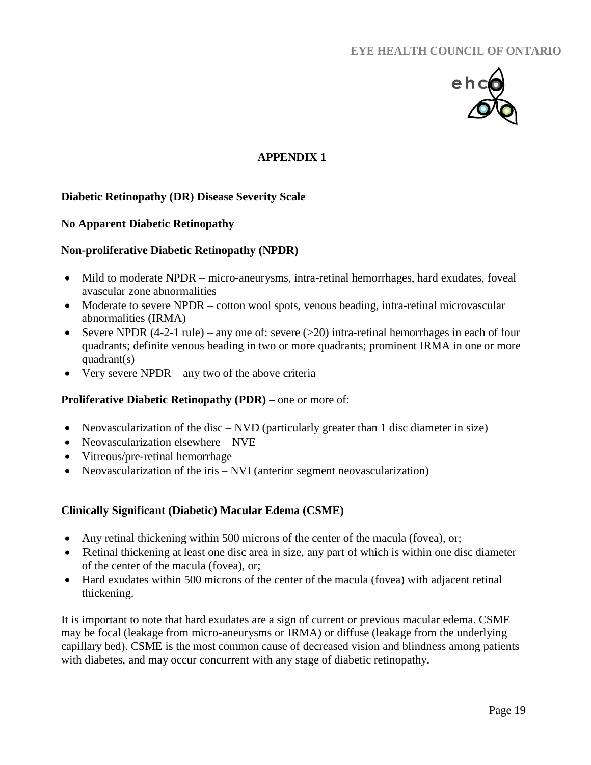# APPENDIX 1

**Diabetic Retinopathy (DR) Disease Severity Scale**

**No Apparent Diabetic Retinopathy**

**Non-proliferative Diabetic Retinopathy (NPDR)**

- Mild to moderate NPDR – micro-aneurysms, intra-retinal hemorrhages, hard exudates, foveal avascular zone abnormalities
- Moderate to severe NPDR – cotton wool spots, venous beading, intra-retinal microvascular abnormalities (IRMA)
- Severe NPDR (4-2-1 rule) – any one of: severe (>20) intra-retinal hemorrhages in each of four quadrants; definite venous beading in two or more quadrants; prominent IRMA in one or more quadrant(s)
- Very severe NPDR – any two of the above criteria

**Proliferative Diabetic Retinopathy (PDR) –** one or more of:

- Neovascularization of the disc – NVD (particularly greater than 1 disc diameter in size)
- Neovascularization elsewhere – NVE
- Vitreous/pre-retinal hemorrhage
- Neovascularization of the iris – NVI (anterior segment neovascularization)

**Clinically Significant (Diabetic) Macular Edema (CSME)**

- Any retinal thickening within 500 microns of the center of the macula (fovea), or;
- Retinal thickening at least one disc area in size, any part of which is within one disc diameter of the center of the macula (fovea), or;
- Hard exudates within 500 microns of the center of the macula (fovea) with adjacent retinal thickening.

It is important to note that hard exudates are a sign of current or previous macular edema. CSME may be focal (leakage from micro-aneurysms or IRMA) or diffuse (leakage from the underlying capillary bed). CSME is the most common cause of decreased vision and blindness among patients with diabetes, and may occur concurrent with any stage of diabetic retinopathy.